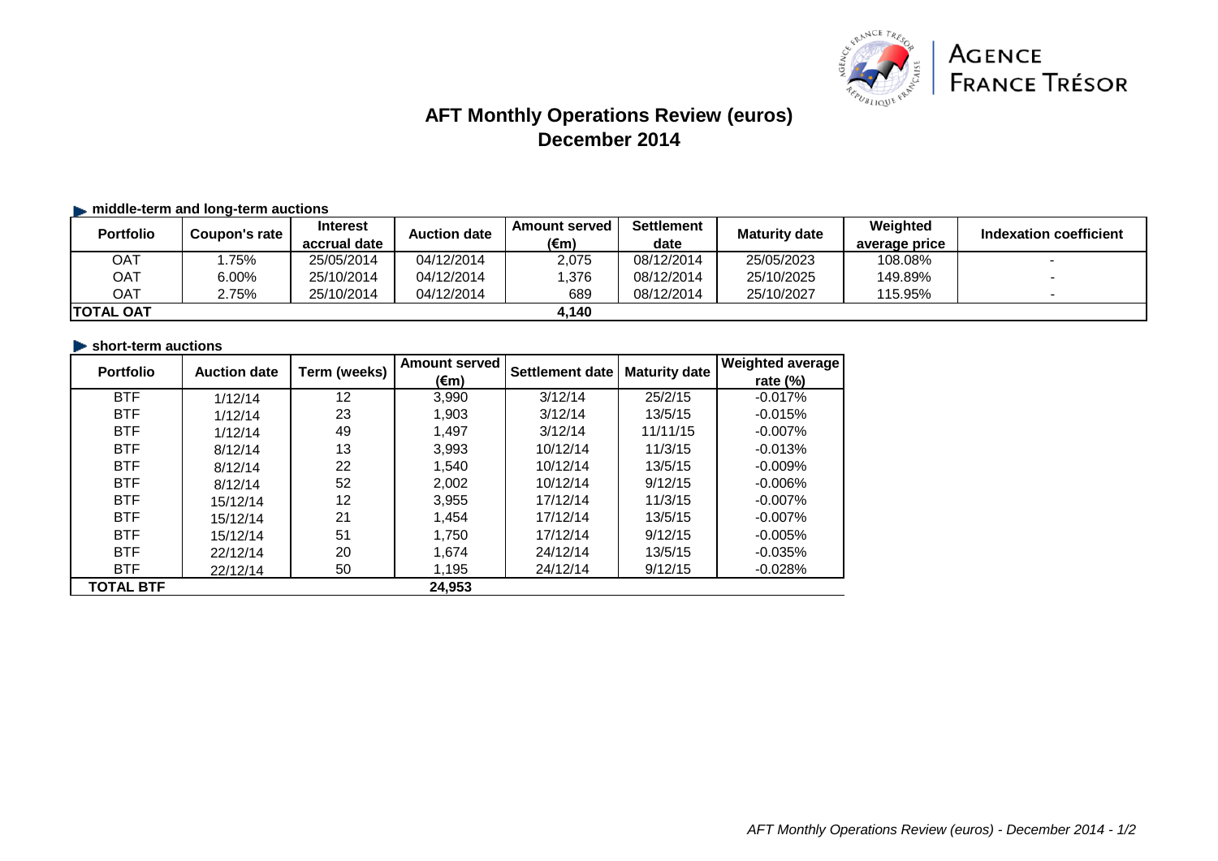# AFT Monthly Operations Review (euros)
## December 2014

### middle-term and long-term auctions

| Portfolio | Coupon's rate | Interest accrual date | Auction date | Amount served (€m) | Settlement date | Maturity date | Weighted average price | Indexation coefficient |
|---|---|---|---|---|---|---|---|---|
| OAT | 1.75% | 25/05/2014 | 04/12/2014 | 2,075 | 08/12/2014 | 25/05/2023 | 108.08% | - |
| OAT | 6.00% | 25/10/2014 | 04/12/2014 | 1,376 | 08/12/2014 | 25/10/2025 | 149.89% | - |
| OAT | 2.75% | 25/10/2014 | 04/12/2014 | 689 | 08/12/2014 | 25/10/2027 | 115.95% | - |
| **TOTAL OAT** | | | | **4,140** | | | | |

### short-term auctions

| Portfolio | Auction date | Term (weeks) | Amount served (€m) | Settlement date | Maturity date | Weighted average rate (%) |
|---|---|---|---|---|---|---|
| BTF | 1/12/14 | 12 | 3,990 | 3/12/14 | 25/2/15 | -0.017% |
| BTF | 1/12/14 | 23 | 1,903 | 3/12/14 | 13/5/15 | -0.015% |
| BTF | 1/12/14 | 49 | 1,497 | 3/12/14 | 11/11/15 | -0.007% |
| BTF | 8/12/14 | 13 | 3,993 | 10/12/14 | 11/3/15 | -0.013% |
| BTF | 8/12/14 | 22 | 1,540 | 10/12/14 | 13/5/15 | -0.009% |
| BTF | 8/12/14 | 52 | 2,002 | 10/12/14 | 9/12/15 | -0.006% |
| BTF | 15/12/14 | 12 | 3,955 | 17/12/14 | 11/3/15 | -0.007% |
| BTF | 15/12/14 | 21 | 1,454 | 17/12/14 | 13/5/15 | -0.007% |
| BTF | 15/12/14 | 51 | 1,750 | 17/12/14 | 9/12/15 | -0.005% |
| BTF | 22/12/14 | 20 | 1,674 | 24/12/14 | 13/5/15 | -0.035% |
| BTF | 22/12/14 | 50 | 1,195 | 24/12/14 | 9/12/15 | -0.028% |
| **TOTAL BTF** | | | **24,953** | | | |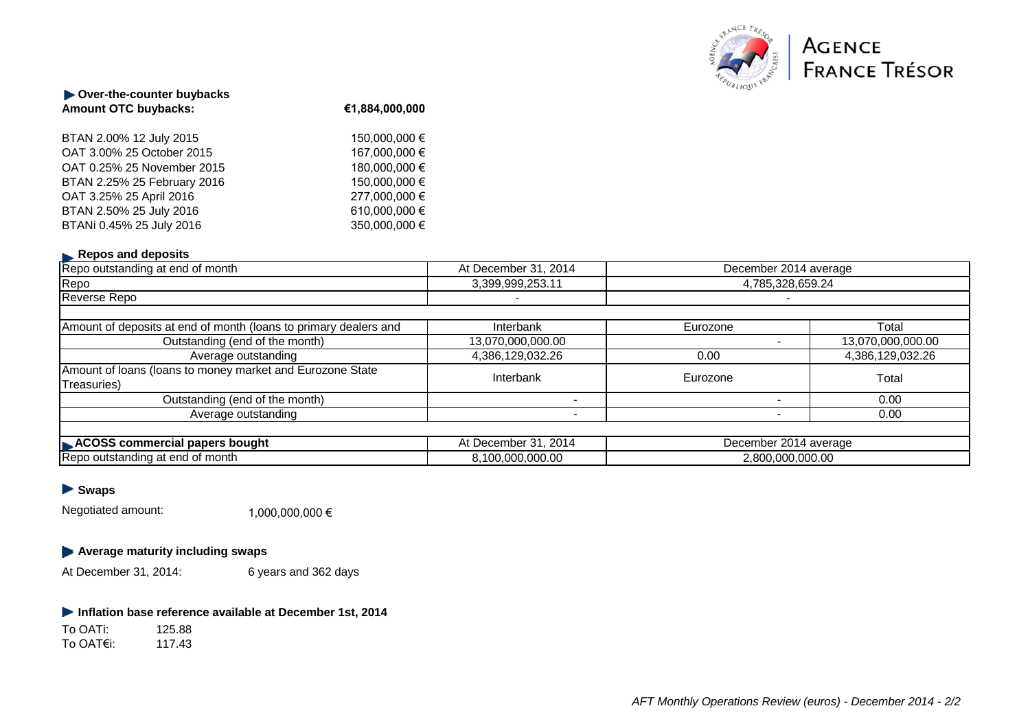### Over-the-counter buybacks

**Amount OTC buybacks:** **€1,884,000,000**

| | |
|---|---|
| BTAN 2.00% 12 July 2015 | 150,000,000 € |
| OAT 3.00% 25 October 2015 | 167,000,000 € |
| OAT 0.25% 25 November 2015 | 180,000,000 € |
| BTAN 2.25% 25 February 2016 | 150,000,000 € |
| OAT 3.25% 25 April 2016 | 277,000,000 € |
| BTAN 2.50% 25 July 2016 | 610,000,000 € |
| BTANi 0.45% 25 July 2016 | 350,000,000 € |

### Repos and deposits

| Repo outstanding at end of month | At December 31, 2014 | December 2014 average | |
|---|---|---|---|
| Repo | 3,399,999,253.11 | 4,785,328,659.24 | |
| Reverse Repo | - | - | |
| | | | |
| Amount of deposits at end of month (loans to primary dealers and | Interbank | Eurozone | Total |
| Outstanding (end of the month) | 13,070,000,000.00 | - | 13,070,000,000.00 |
| Average outstanding | 4,386,129,032.26 | 0.00 | 4,386,129,032.26 |
| Amount of loans (loans to money market and Eurozone State Treasuries) | Interbank | Eurozone | Total |
| Outstanding (end of the month) | - | - | 0.00 |
| Average outstanding | - | - | 0.00 |
| | | | |
| **ACOSS commercial papers bought** | At December 31, 2014 | December 2014 average | |
| Repo outstanding at end of month | 8,100,000,000.00 | 2,800,000,000.00 | |

### Swaps

Negotiated amount: 1,000,000,000 €

### Average maturity including swaps

At December 31, 2014: 6 years and 362 days

### Inflation base reference available at December 1st, 2014

To OATi: 125.88

To OAT€i: 117.43